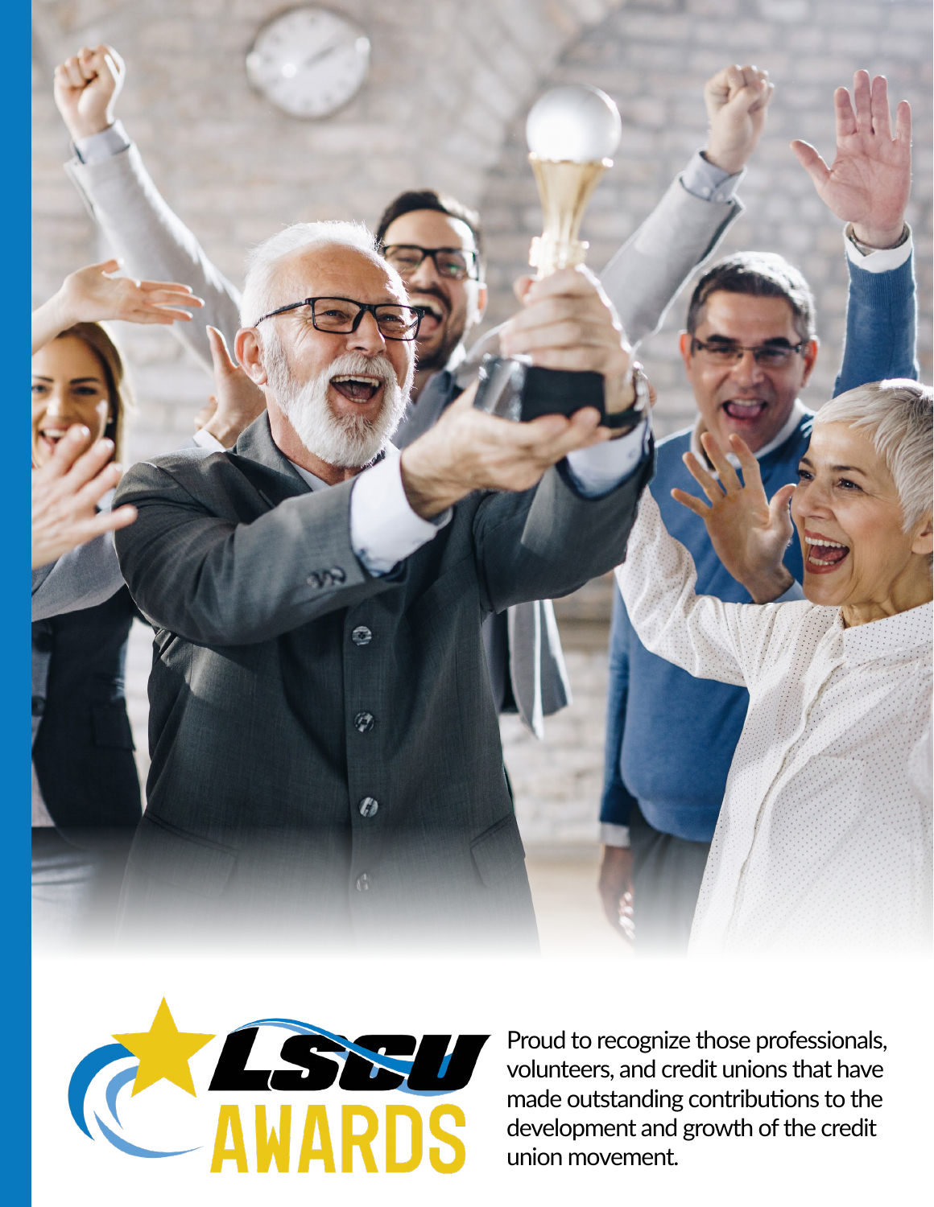# LSCU AWARDS

Proud to recognize those professionals, volunteers, and credit unions that have made outstanding contributions to the development and growth of the credit union movement.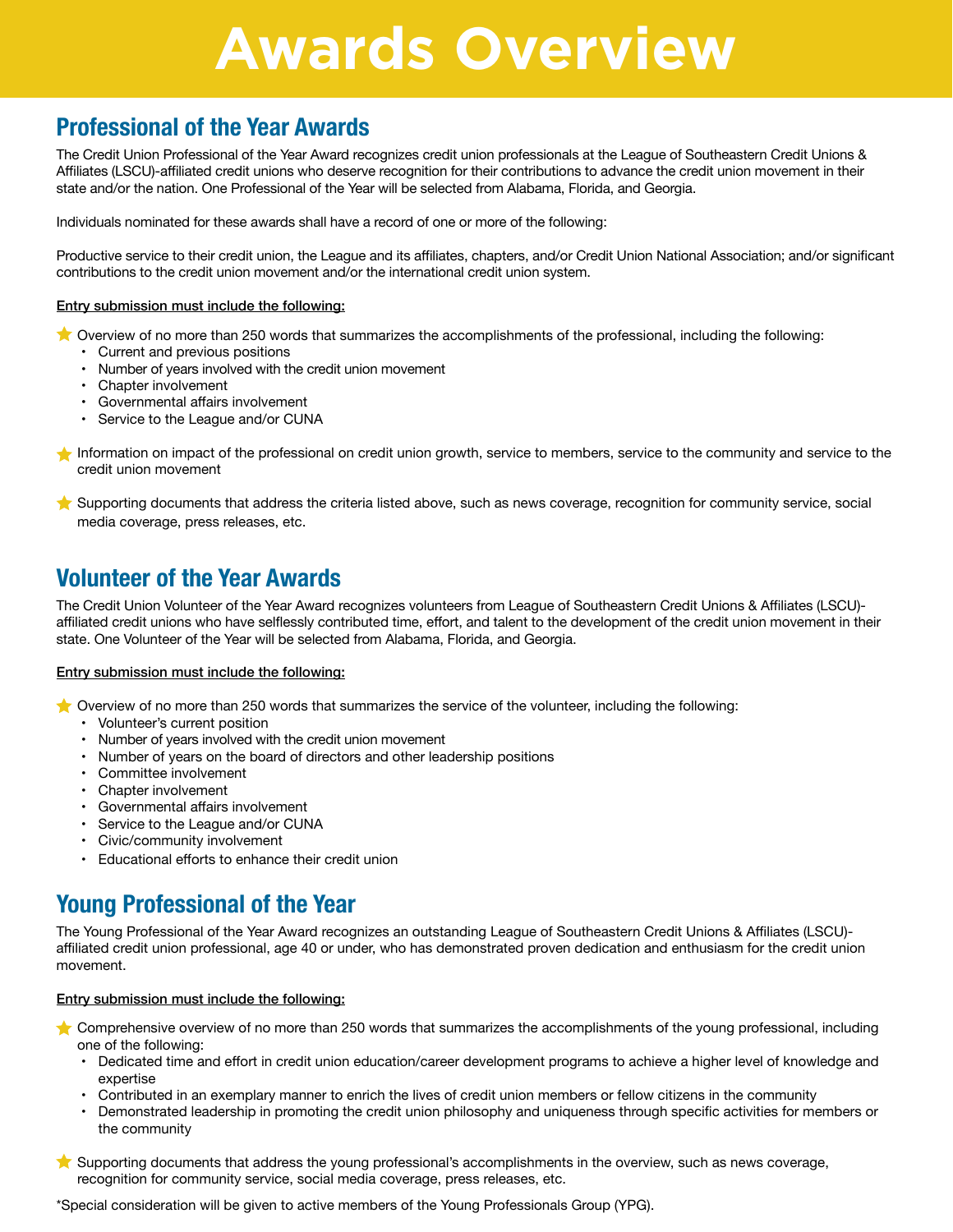# Awards Overview

## Professional of the Year Awards

The Credit Union Professional of the Year Award recognizes credit union professionals at the League of Southeastern Credit Unions & Affiliates (LSCU)-affiliated credit unions who deserve recognition for their contributions to advance the credit union movement in their state and/or the nation. One Professional of the Year will be selected from Alabama, Florida, and Georgia.

Individuals nominated for these awards shall have a record of one or more of the following:

Productive service to their credit union, the League and its affiliates, chapters, and/or Credit Union National Association; and/or significant contributions to the credit union movement and/or the international credit union system.

**Entry submission must include the following:**

- Overview of no more than 250 words that summarizes the accomplishments of the professional, including the following:
  - Current and previous positions
  - Number of years involved with the credit union movement
  - Chapter involvement
  - Governmental affairs involvement
  - Service to the League and/or CUNA
- Information on impact of the professional on credit union growth, service to members, service to the community and service to the credit union movement
- Supporting documents that address the criteria listed above, such as news coverage, recognition for community service, social media coverage, press releases, etc.

## Volunteer of the Year Awards

The Credit Union Volunteer of the Year Award recognizes volunteers from League of Southeastern Credit Unions & Affiliates (LSCU)-affiliated credit unions who have selflessly contributed time, effort, and talent to the development of the credit union movement in their state. One Volunteer of the Year will be selected from Alabama, Florida, and Georgia.

**Entry submission must include the following:**

- Overview of no more than 250 words that summarizes the service of the volunteer, including the following:
  - Volunteer's current position
  - Number of years involved with the credit union movement
  - Number of years on the board of directors and other leadership positions
  - Committee involvement
  - Chapter involvement
  - Governmental affairs involvement
  - Service to the League and/or CUNA
  - Civic/community involvement
  - Educational efforts to enhance their credit union

## Young Professional of the Year

The Young Professional of the Year Award recognizes an outstanding League of Southeastern Credit Unions & Affiliates (LSCU)-affiliated credit union professional, age 40 or under, who has demonstrated proven dedication and enthusiasm for the credit union movement.

**Entry submission must include the following:**

- Comprehensive overview of no more than 250 words that summarizes the accomplishments of the young professional, including one of the following:
  - Dedicated time and effort in credit union education/career development programs to achieve a higher level of knowledge and expertise
  - Contributed in an exemplary manner to enrich the lives of credit union members or fellow citizens in the community
  - Demonstrated leadership in promoting the credit union philosophy and uniqueness through specific activities for members or the community
- Supporting documents that address the young professional's accomplishments in the overview, such as news coverage, recognition for community service, social media coverage, press releases, etc.

*Special consideration will be given to active members of the Young Professionals Group (YPG).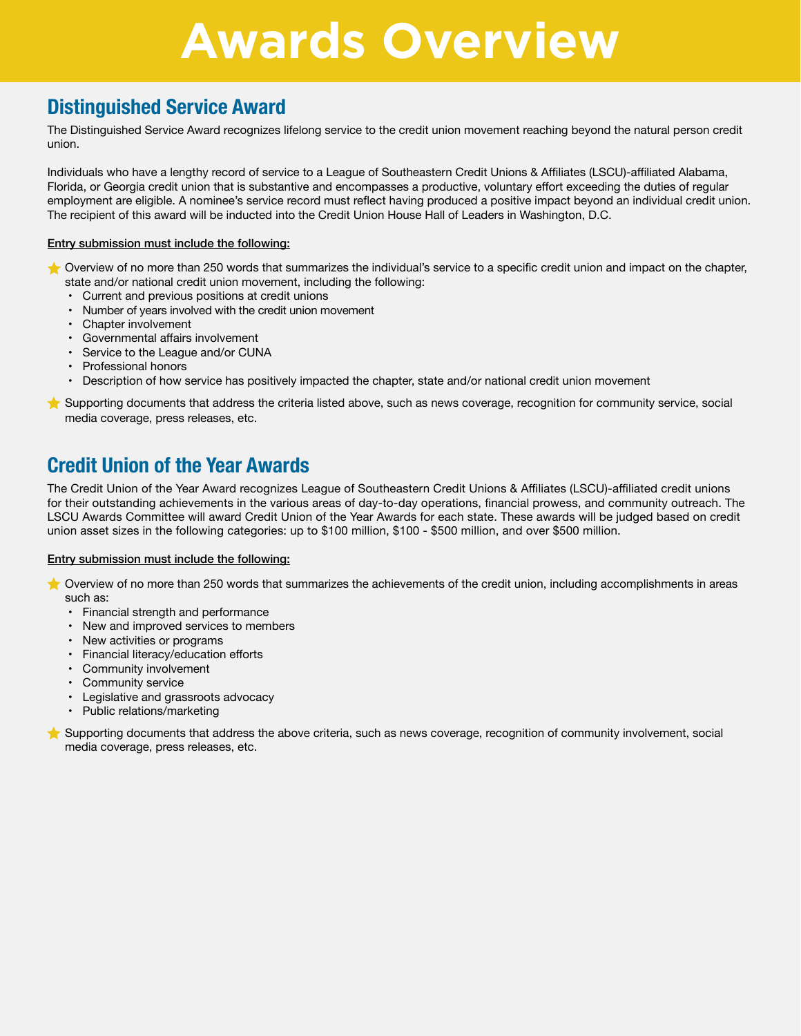# Awards Overview

## Distinguished Service Award

The Distinguished Service Award recognizes lifelong service to the credit union movement reaching beyond the natural person credit union.

Individuals who have a lengthy record of service to a League of Southeastern Credit Unions & Affiliates (LSCU)-affiliated Alabama, Florida, or Georgia credit union that is substantive and encompasses a productive, voluntary effort exceeding the duties of regular employment are eligible. A nominee's service record must reflect having produced a positive impact beyond an individual credit union. The recipient of this award will be inducted into the Credit Union House Hall of Leaders in Washington, D.C.

**Entry submission must include the following:**

- Overview of no more than 250 words that summarizes the individual's service to a specific credit union and impact on the chapter, state and/or national credit union movement, including the following:
  - Current and previous positions at credit unions
  - Number of years involved with the credit union movement
  - Chapter involvement
  - Governmental affairs involvement
  - Service to the League and/or CUNA
  - Professional honors
  - Description of how service has positively impacted the chapter, state and/or national credit union movement
- Supporting documents that address the criteria listed above, such as news coverage, recognition for community service, social media coverage, press releases, etc.

## Credit Union of the Year Awards

The Credit Union of the Year Award recognizes League of Southeastern Credit Unions & Affiliates (LSCU)-affiliated credit unions for their outstanding achievements in the various areas of day-to-day operations, financial prowess, and community outreach. The LSCU Awards Committee will award Credit Union of the Year Awards for each state. These awards will be judged based on credit union asset sizes in the following categories: up to $100 million, $100 - $500 million, and over $500 million.

**Entry submission must include the following:**

- Overview of no more than 250 words that summarizes the achievements of the credit union, including accomplishments in areas such as:
  - Financial strength and performance
  - New and improved services to members
  - New activities or programs
  - Financial literacy/education efforts
  - Community involvement
  - Community service
  - Legislative and grassroots advocacy
  - Public relations/marketing
- Supporting documents that address the above criteria, such as news coverage, recognition of community involvement, social media coverage, press releases, etc.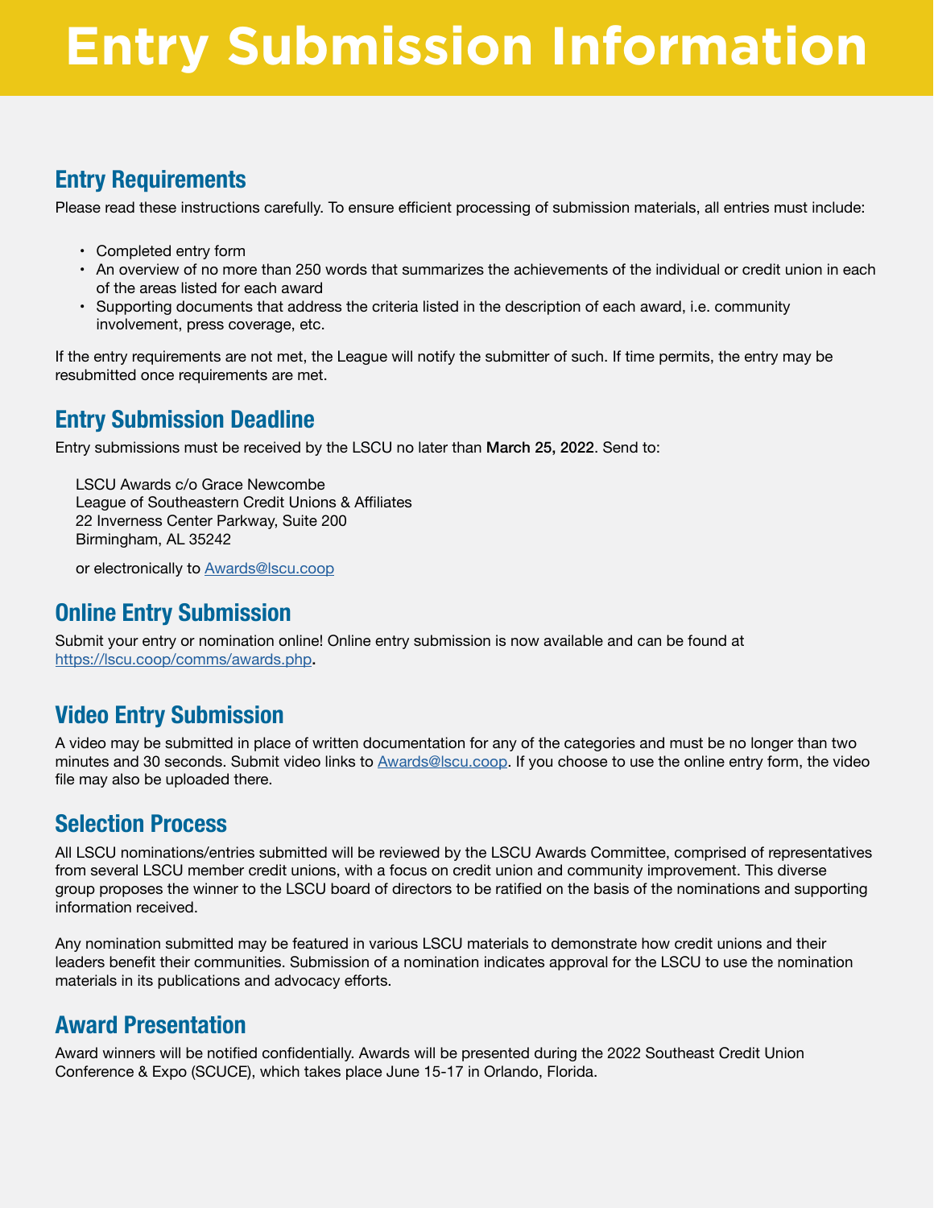# Entry Submission Information

## Entry Requirements

Please read these instructions carefully. To ensure efficient processing of submission materials, all entries must include:

- Completed entry form
- An overview of no more than 250 words that summarizes the achievements of the individual or credit union in each of the areas listed for each award
- Supporting documents that address the criteria listed in the description of each award, i.e. community involvement, press coverage, etc.

If the entry requirements are not met, the League will notify the submitter of such. If time permits, the entry may be resubmitted once requirements are met.

## Entry Submission Deadline

Entry submissions must be received by the LSCU no later than **March 25, 2022**. Send to:

LSCU Awards c/o Grace Newcombe
League of Southeastern Credit Unions & Affiliates
22 Inverness Center Parkway, Suite 200
Birmingham, AL 35242

or electronically to Awards@lscu.coop

## Online Entry Submission

Submit your entry or nomination online! Online entry submission is now available and can be found at https://lscu.coop/comms/awards.php.

## Video Entry Submission

A video may be submitted in place of written documentation for any of the categories and must be no longer than two minutes and 30 seconds. Submit video links to Awards@lscu.coop. If you choose to use the online entry form, the video file may also be uploaded there.

## Selection Process

All LSCU nominations/entries submitted will be reviewed by the LSCU Awards Committee, comprised of representatives from several LSCU member credit unions, with a focus on credit union and community improvement. This diverse group proposes the winner to the LSCU board of directors to be ratified on the basis of the nominations and supporting information received.

Any nomination submitted may be featured in various LSCU materials to demonstrate how credit unions and their leaders benefit their communities. Submission of a nomination indicates approval for the LSCU to use the nomination materials in its publications and advocacy efforts.

## Award Presentation

Award winners will be notified confidentially. Awards will be presented during the 2022 Southeast Credit Union Conference & Expo (SCUCE), which takes place June 15-17 in Orlando, Florida.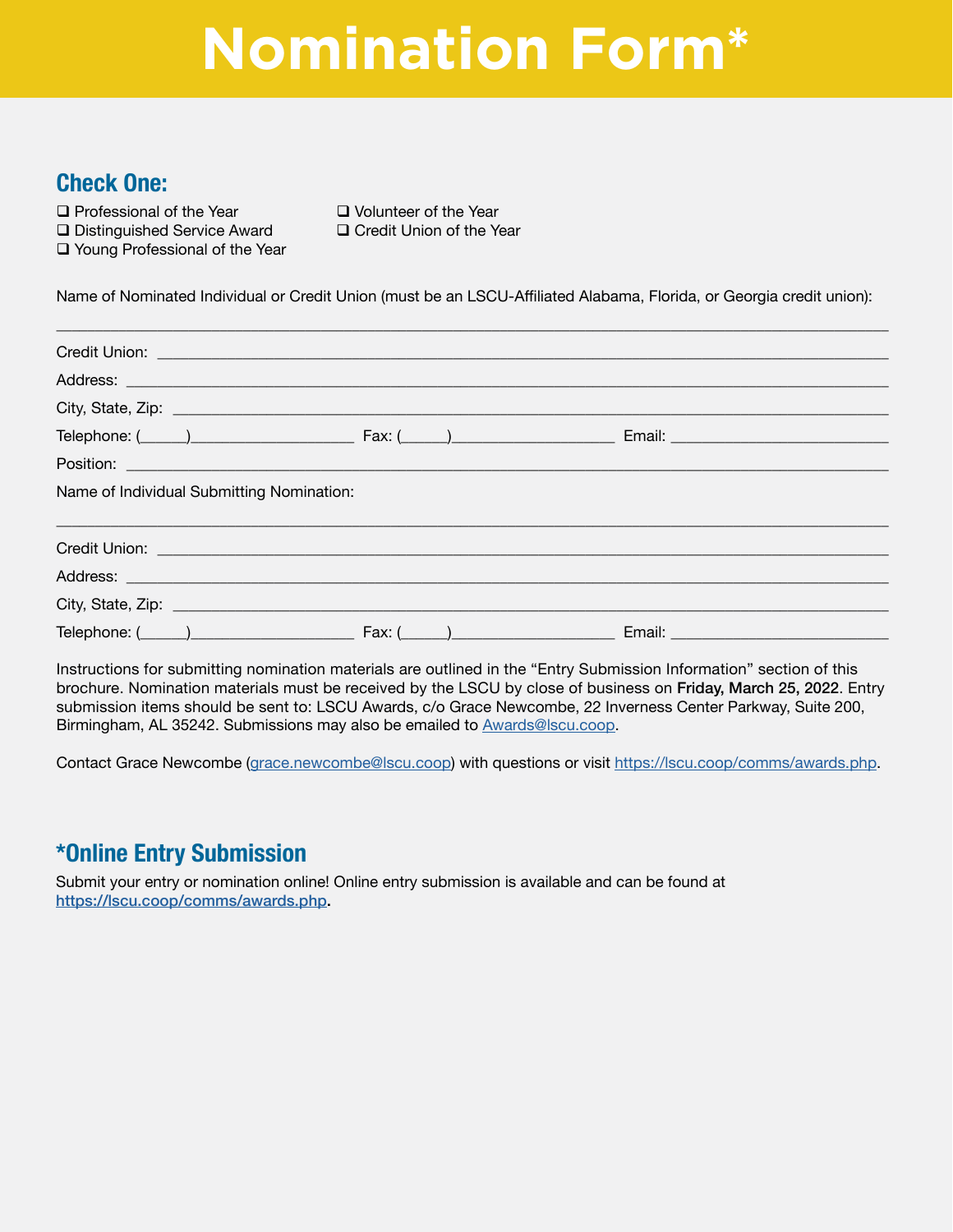# Nomination Form*

## Check One:

- ❑ Professional of the Year
- ❑ Distinguished Service Award
- ❑ Young Professional of the Year
- ❑ Volunteer of the Year
- ❑ Credit Union of the Year

Name of Nominated Individual or Credit Union (must be an LSCU-Affiliated Alabama, Florida, or Georgia credit union):

______________________________________________________________________________

Credit Union: ________________________________________________________________

Address: ____________________________________________________________________

City, State, Zip: _____________________________________________________________

Telephone: (_____)___________________ Fax: (_____)___________________ Email: _________________________

Position: ____________________________________________________________________

Name of Individual Submitting Nomination:

______________________________________________________________________________

Credit Union: ________________________________________________________________

Address: ____________________________________________________________________

City, State, Zip: _____________________________________________________________

Telephone: (_____)___________________ Fax: (_____)___________________ Email: _________________________

Instructions for submitting nomination materials are outlined in the "Entry Submission Information" section of this brochure. Nomination materials must be received by the LSCU by close of business on **Friday, March 25, 2022**. Entry submission items should be sent to: LSCU Awards, c/o Grace Newcombe, 22 Inverness Center Parkway, Suite 200, Birmingham, AL 35242. Submissions may also be emailed to Awards@lscu.coop.

Contact Grace Newcombe (grace.newcombe@lscu.coop) with questions or visit https://lscu.coop/comms/awards.php.

## *Online Entry Submission

Submit your entry or nomination online! Online entry submission is available and can be found at https://lscu.coop/comms/awards.php.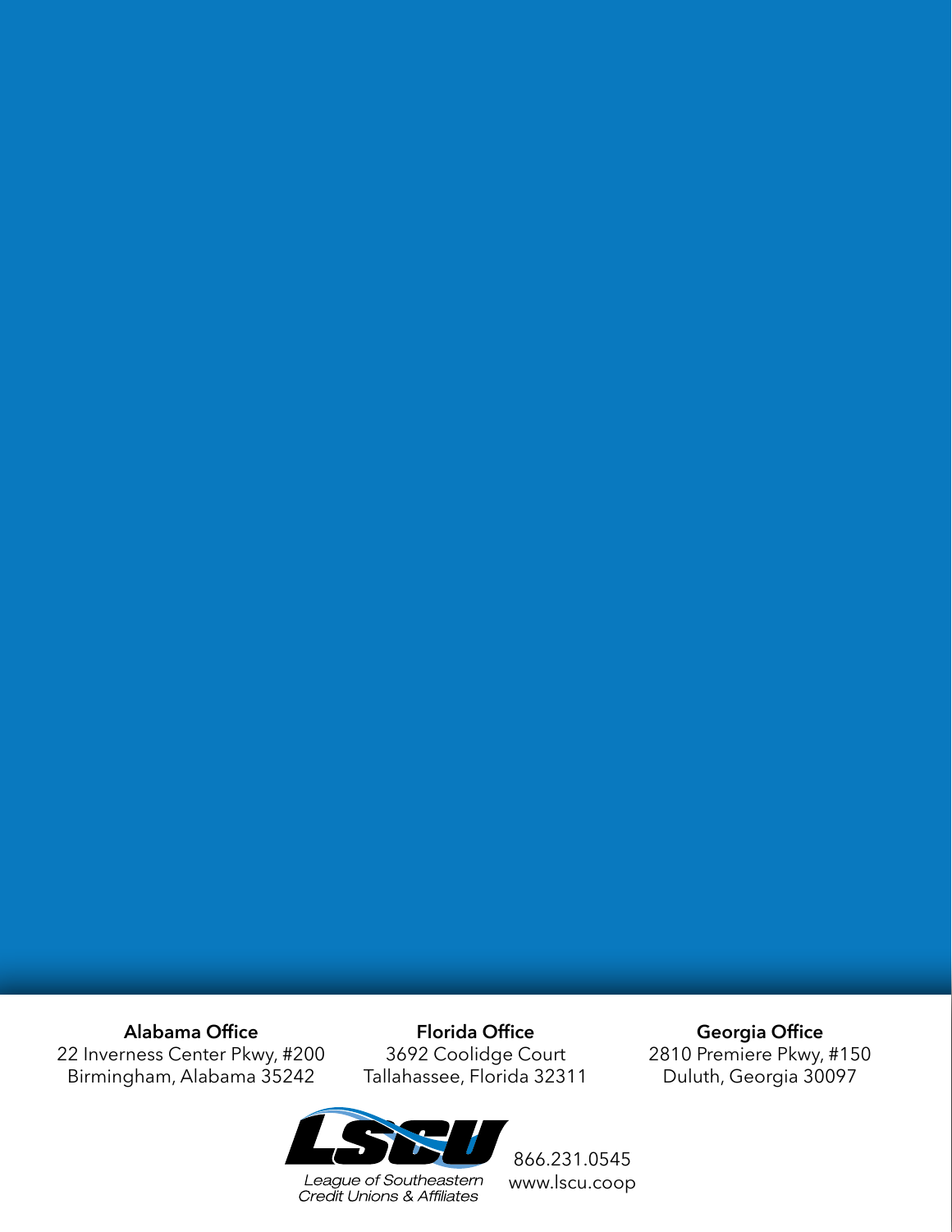**Alabama Office**
22 Inverness Center Pkwy, #200
Birmingham, Alabama 35242

**Florida Office**
3692 Coolidge Court
Tallahassee, Florida 32311

**Georgia Office**
2810 Premiere Pkwy, #150
Duluth, Georgia 30097

LSCU

*League of Southeastern Credit Unions & Affiliates*

866.231.0545
www.lscu.coop